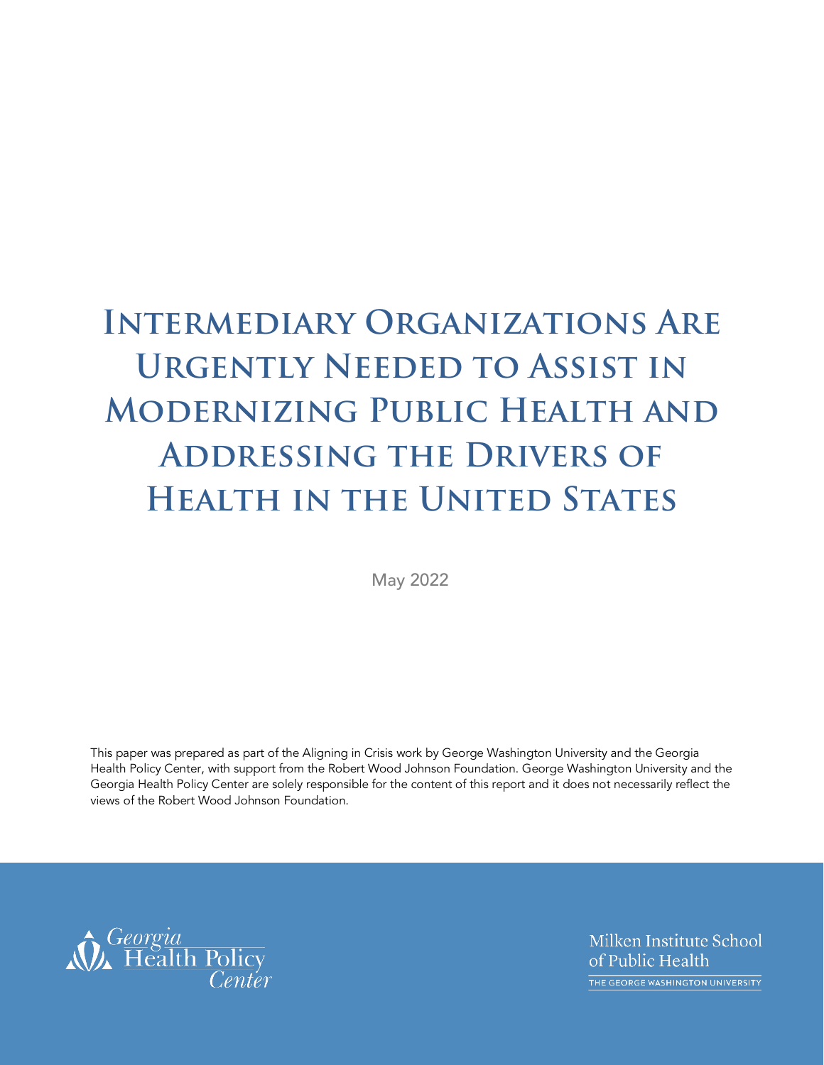# Intermediary Organizations Are Urgently Needed to Assist in Modernizing Public Health and Addressing the Drivers of Health in the United States

May 2022

This paper was prepared as part of the Aligning in Crisis work by George Washington University and the Georgia Health Policy Center, with support from the Robert Wood Johnson Foundation. George Washington University and the Georgia Health Policy Center are solely responsible for the content of this report and it does not necessarily reflect the views of the Robert Wood Johnson Foundation.

Georgia Health Policy Center

Milken Institute School of Public Health
THE GEORGE WASHINGTON UNIVERSITY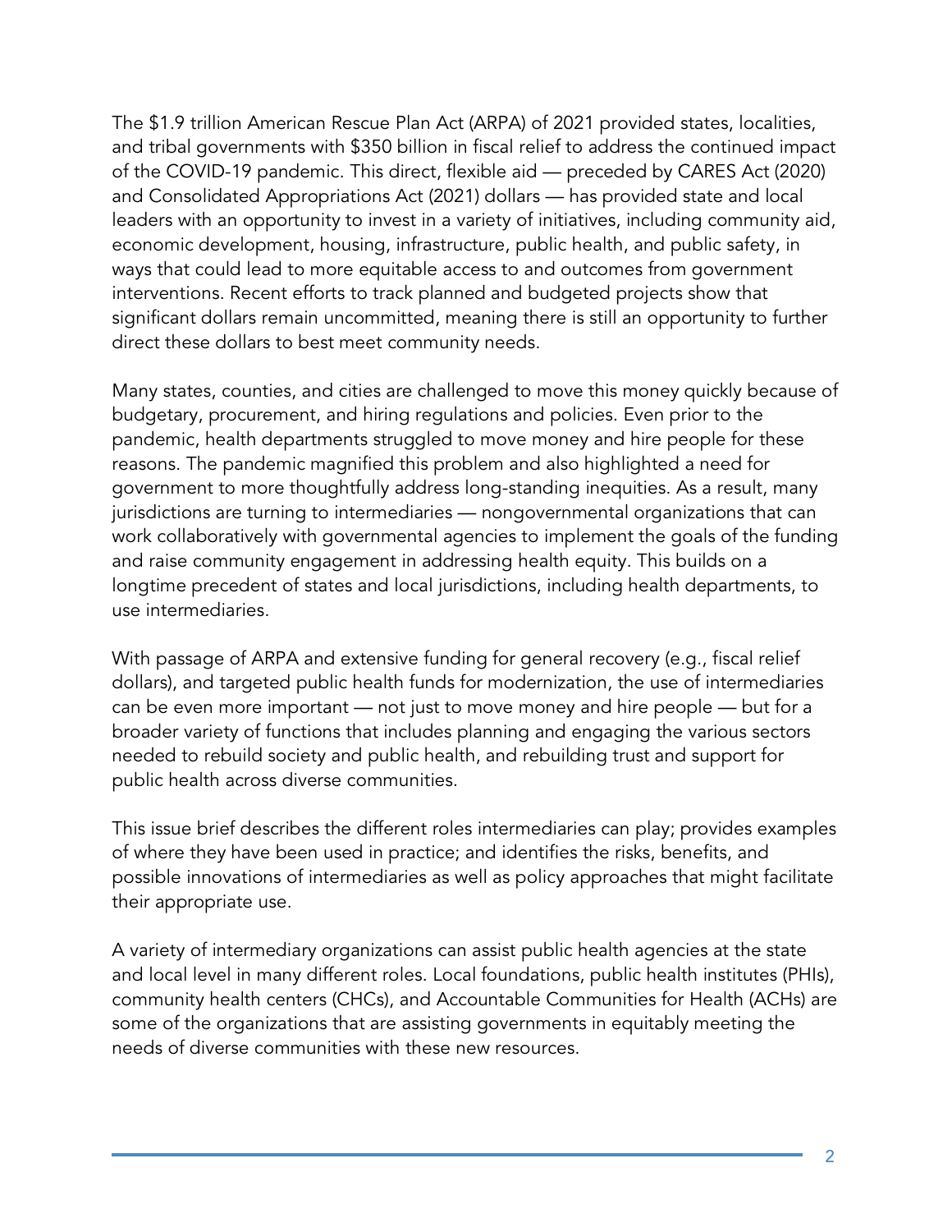The $1.9 trillion American Rescue Plan Act (ARPA) of 2021 provided states, localities, and tribal governments with $350 billion in fiscal relief to address the continued impact of the COVID-19 pandemic. This direct, flexible aid — preceded by CARES Act (2020) and Consolidated Appropriations Act (2021) dollars — has provided state and local leaders with an opportunity to invest in a variety of initiatives, including community aid, economic development, housing, infrastructure, public health, and public safety, in ways that could lead to more equitable access to and outcomes from government interventions. Recent efforts to track planned and budgeted projects show that significant dollars remain uncommitted, meaning there is still an opportunity to further direct these dollars to best meet community needs.

Many states, counties, and cities are challenged to move this money quickly because of budgetary, procurement, and hiring regulations and policies. Even prior to the pandemic, health departments struggled to move money and hire people for these reasons. The pandemic magnified this problem and also highlighted a need for government to more thoughtfully address long-standing inequities. As a result, many jurisdictions are turning to intermediaries — nongovernmental organizations that can work collaboratively with governmental agencies to implement the goals of the funding and raise community engagement in addressing health equity. This builds on a longtime precedent of states and local jurisdictions, including health departments, to use intermediaries.

With passage of ARPA and extensive funding for general recovery (e.g., fiscal relief dollars), and targeted public health funds for modernization, the use of intermediaries can be even more important — not just to move money and hire people — but for a broader variety of functions that includes planning and engaging the various sectors needed to rebuild society and public health, and rebuilding trust and support for public health across diverse communities.

This issue brief describes the different roles intermediaries can play; provides examples of where they have been used in practice; and identifies the risks, benefits, and possible innovations of intermediaries as well as policy approaches that might facilitate their appropriate use.

A variety of intermediary organizations can assist public health agencies at the state and local level in many different roles. Local foundations, public health institutes (PHIs), community health centers (CHCs), and Accountable Communities for Health (ACHs) are some of the organizations that are assisting governments in equitably meeting the needs of diverse communities with these new resources.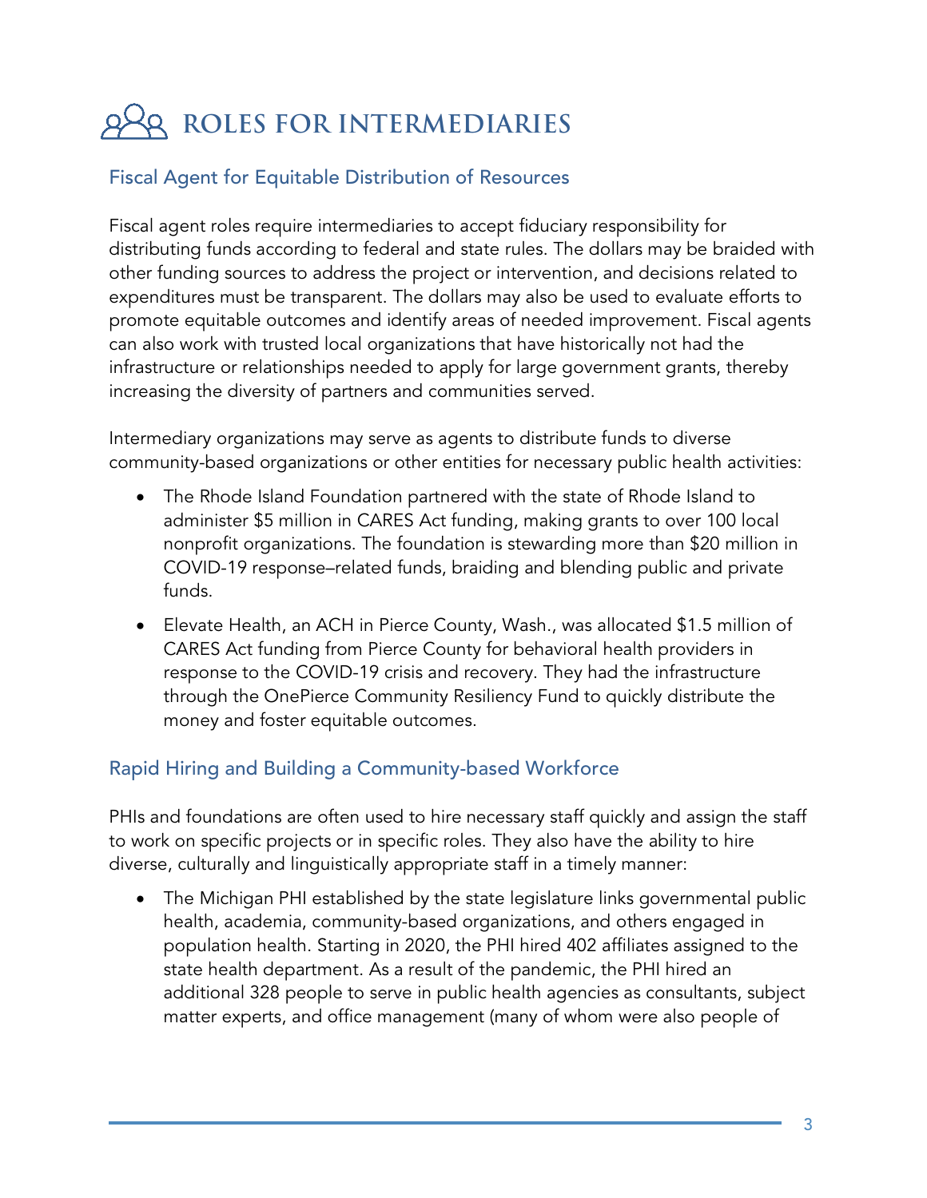# ROLES FOR INTERMEDIARIES

## Fiscal Agent for Equitable Distribution of Resources

Fiscal agent roles require intermediaries to accept fiduciary responsibility for distributing funds according to federal and state rules. The dollars may be braided with other funding sources to address the project or intervention, and decisions related to expenditures must be transparent. The dollars may also be used to evaluate efforts to promote equitable outcomes and identify areas of needed improvement. Fiscal agents can also work with trusted local organizations that have historically not had the infrastructure or relationships needed to apply for large government grants, thereby increasing the diversity of partners and communities served.

Intermediary organizations may serve as agents to distribute funds to diverse community-based organizations or other entities for necessary public health activities:

- The Rhode Island Foundation partnered with the state of Rhode Island to administer $5 million in CARES Act funding, making grants to over 100 local nonprofit organizations. The foundation is stewarding more than $20 million in COVID-19 response–related funds, braiding and blending public and private funds.
- Elevate Health, an ACH in Pierce County, Wash., was allocated $1.5 million of CARES Act funding from Pierce County for behavioral health providers in response to the COVID-19 crisis and recovery. They had the infrastructure through the OnePierce Community Resiliency Fund to quickly distribute the money and foster equitable outcomes.

## Rapid Hiring and Building a Community-based Workforce

PHIs and foundations are often used to hire necessary staff quickly and assign the staff to work on specific projects or in specific roles. They also have the ability to hire diverse, culturally and linguistically appropriate staff in a timely manner:

- The Michigan PHI established by the state legislature links governmental public health, academia, community-based organizations, and others engaged in population health. Starting in 2020, the PHI hired 402 affiliates assigned to the state health department. As a result of the pandemic, the PHI hired an additional 328 people to serve in public health agencies as consultants, subject matter experts, and office management (many of whom were also people of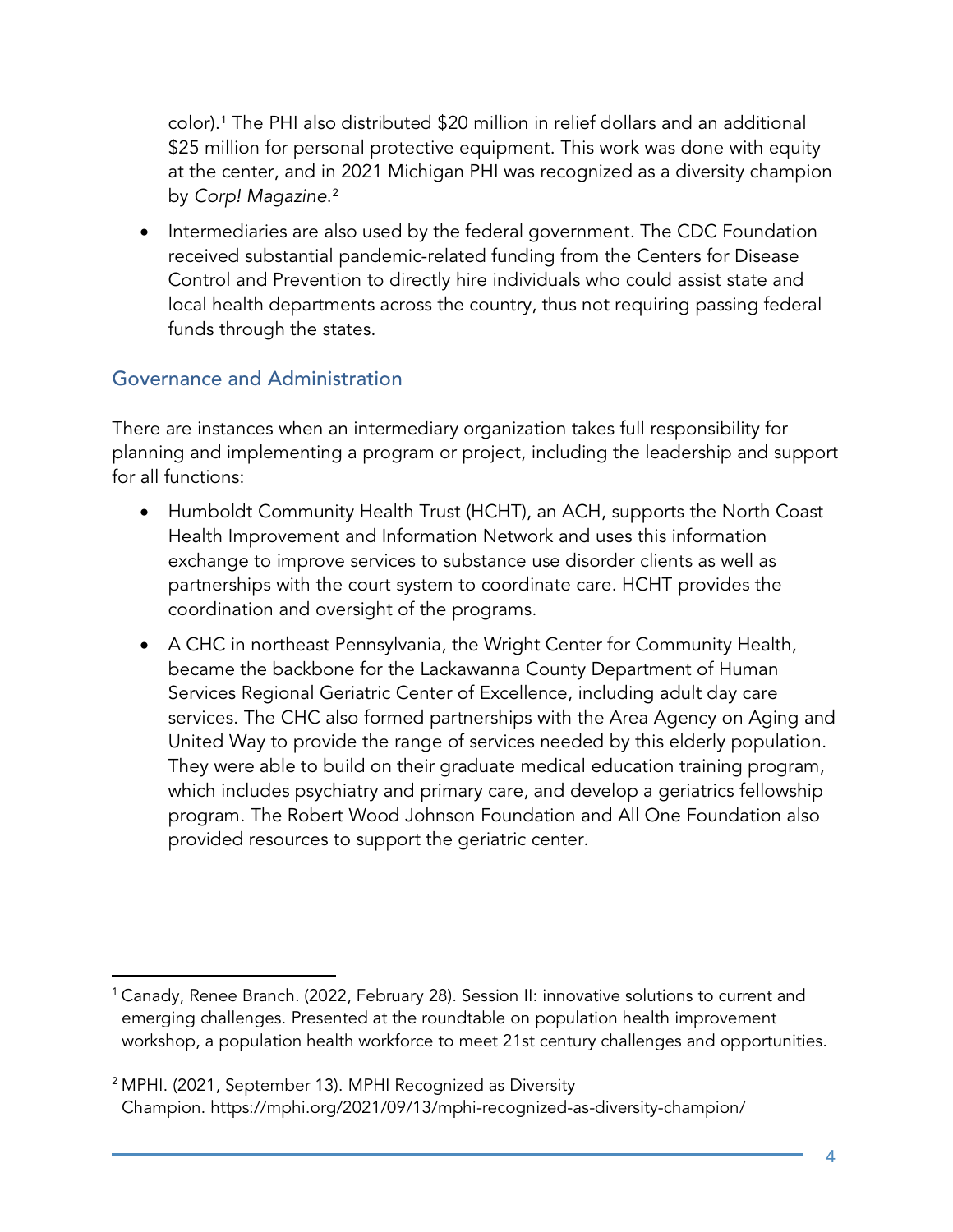color).[1] The PHI also distributed $20 million in relief dollars and an additional $25 million for personal protective equipment. This work was done with equity at the center, and in 2021 Michigan PHI was recognized as a diversity champion by *Corp! Magazine*.[2]

- Intermediaries are also used by the federal government. The CDC Foundation received substantial pandemic-related funding from the Centers for Disease Control and Prevention to directly hire individuals who could assist state and local health departments across the country, thus not requiring passing federal funds through the states.

## Governance and Administration

There are instances when an intermediary organization takes full responsibility for planning and implementing a program or project, including the leadership and support for all functions:

- Humboldt Community Health Trust (HCHT), an ACH, supports the North Coast Health Improvement and Information Network and uses this information exchange to improve services to substance use disorder clients as well as partnerships with the court system to coordinate care. HCHT provides the coordination and oversight of the programs.
- A CHC in northeast Pennsylvania, the Wright Center for Community Health, became the backbone for the Lackawanna County Department of Human Services Regional Geriatric Center of Excellence, including adult day care services. The CHC also formed partnerships with the Area Agency on Aging and United Way to provide the range of services needed by this elderly population. They were able to build on their graduate medical education training program, which includes psychiatry and primary care, and develop a geriatrics fellowship program. The Robert Wood Johnson Foundation and All One Foundation also provided resources to support the geriatric center.

---

[1] Canady, Renee Branch. (2022, February 28). Session II: innovative solutions to current and emerging challenges. Presented at the roundtable on population health improvement workshop, a population health workforce to meet 21st century challenges and opportunities.

[2] MPHI. (2021, September 13). MPHI Recognized as Diversity Champion. https://mphi.org/2021/09/13/mphi-recognized-as-diversity-champion/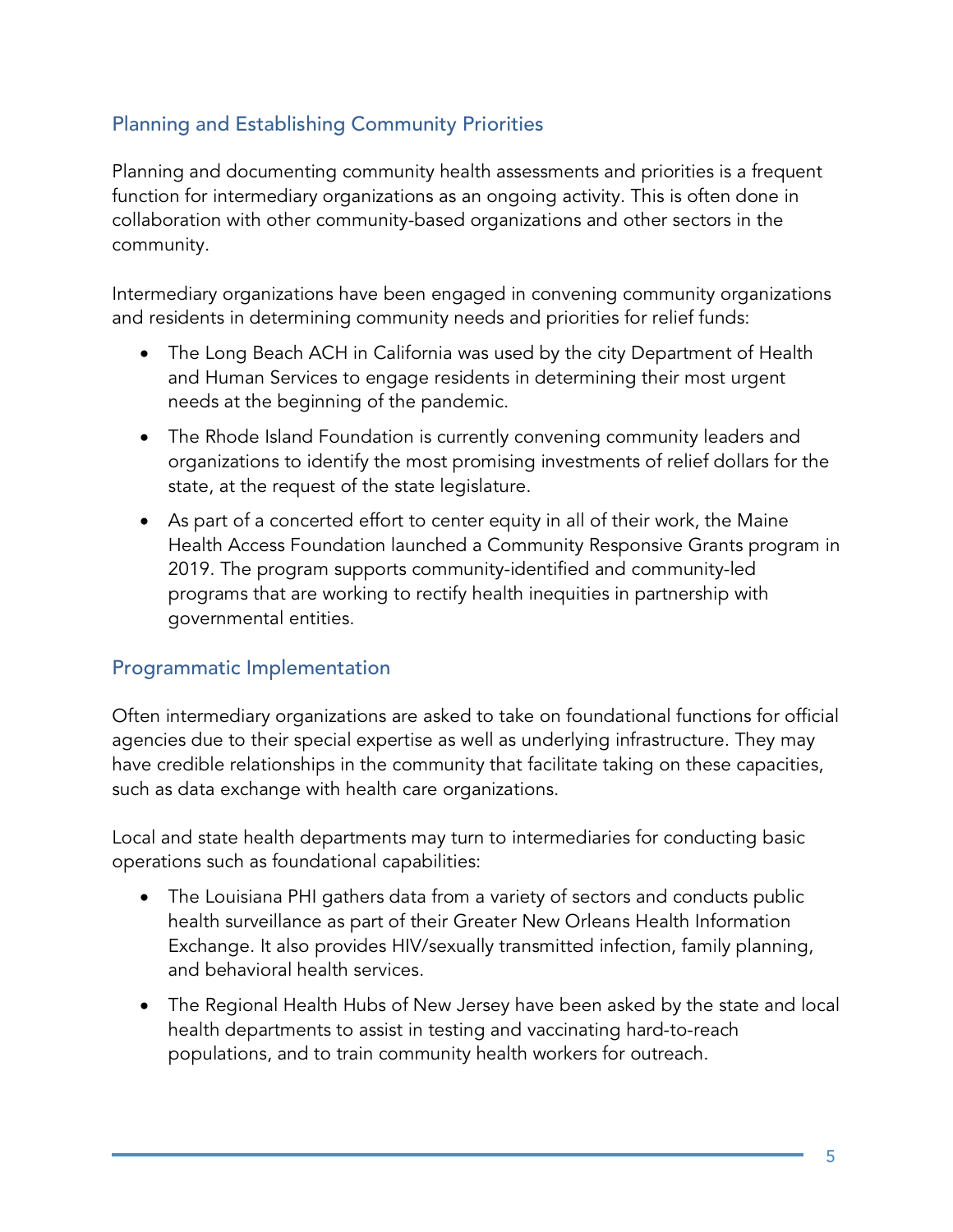## Planning and Establishing Community Priorities

Planning and documenting community health assessments and priorities is a frequent function for intermediary organizations as an ongoing activity. This is often done in collaboration with other community-based organizations and other sectors in the community.

Intermediary organizations have been engaged in convening community organizations and residents in determining community needs and priorities for relief funds:

- The Long Beach ACH in California was used by the city Department of Health and Human Services to engage residents in determining their most urgent needs at the beginning of the pandemic.
- The Rhode Island Foundation is currently convening community leaders and organizations to identify the most promising investments of relief dollars for the state, at the request of the state legislature.
- As part of a concerted effort to center equity in all of their work, the Maine Health Access Foundation launched a Community Responsive Grants program in 2019. The program supports community-identified and community-led programs that are working to rectify health inequities in partnership with governmental entities.

## Programmatic Implementation

Often intermediary organizations are asked to take on foundational functions for official agencies due to their special expertise as well as underlying infrastructure. They may have credible relationships in the community that facilitate taking on these capacities, such as data exchange with health care organizations.

Local and state health departments may turn to intermediaries for conducting basic operations such as foundational capabilities:

- The Louisiana PHI gathers data from a variety of sectors and conducts public health surveillance as part of their Greater New Orleans Health Information Exchange. It also provides HIV/sexually transmitted infection, family planning, and behavioral health services.
- The Regional Health Hubs of New Jersey have been asked by the state and local health departments to assist in testing and vaccinating hard-to-reach populations, and to train community health workers for outreach.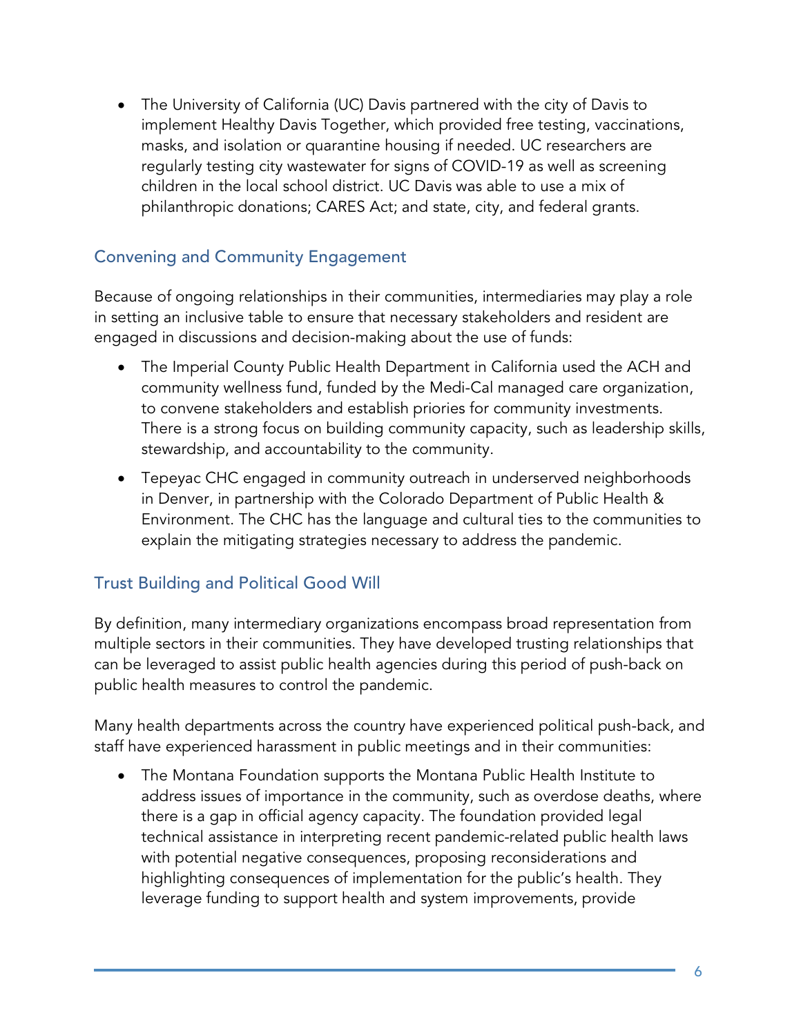- The University of California (UC) Davis partnered with the city of Davis to implement Healthy Davis Together, which provided free testing, vaccinations, masks, and isolation or quarantine housing if needed. UC researchers are regularly testing city wastewater for signs of COVID-19 as well as screening children in the local school district. UC Davis was able to use a mix of philanthropic donations; CARES Act; and state, city, and federal grants.

## Convening and Community Engagement

Because of ongoing relationships in their communities, intermediaries may play a role in setting an inclusive table to ensure that necessary stakeholders and resident are engaged in discussions and decision-making about the use of funds:

- The Imperial County Public Health Department in California used the ACH and community wellness fund, funded by the Medi-Cal managed care organization, to convene stakeholders and establish priories for community investments. There is a strong focus on building community capacity, such as leadership skills, stewardship, and accountability to the community.
- Tepeyac CHC engaged in community outreach in underserved neighborhoods in Denver, in partnership with the Colorado Department of Public Health & Environment. The CHC has the language and cultural ties to the communities to explain the mitigating strategies necessary to address the pandemic.

## Trust Building and Political Good Will

By definition, many intermediary organizations encompass broad representation from multiple sectors in their communities. They have developed trusting relationships that can be leveraged to assist public health agencies during this period of push-back on public health measures to control the pandemic.

Many health departments across the country have experienced political push-back, and staff have experienced harassment in public meetings and in their communities:

- The Montana Foundation supports the Montana Public Health Institute to address issues of importance in the community, such as overdose deaths, where there is a gap in official agency capacity. The foundation provided legal technical assistance in interpreting recent pandemic-related public health laws with potential negative consequences, proposing reconsiderations and highlighting consequences of implementation for the public's health. They leverage funding to support health and system improvements, provide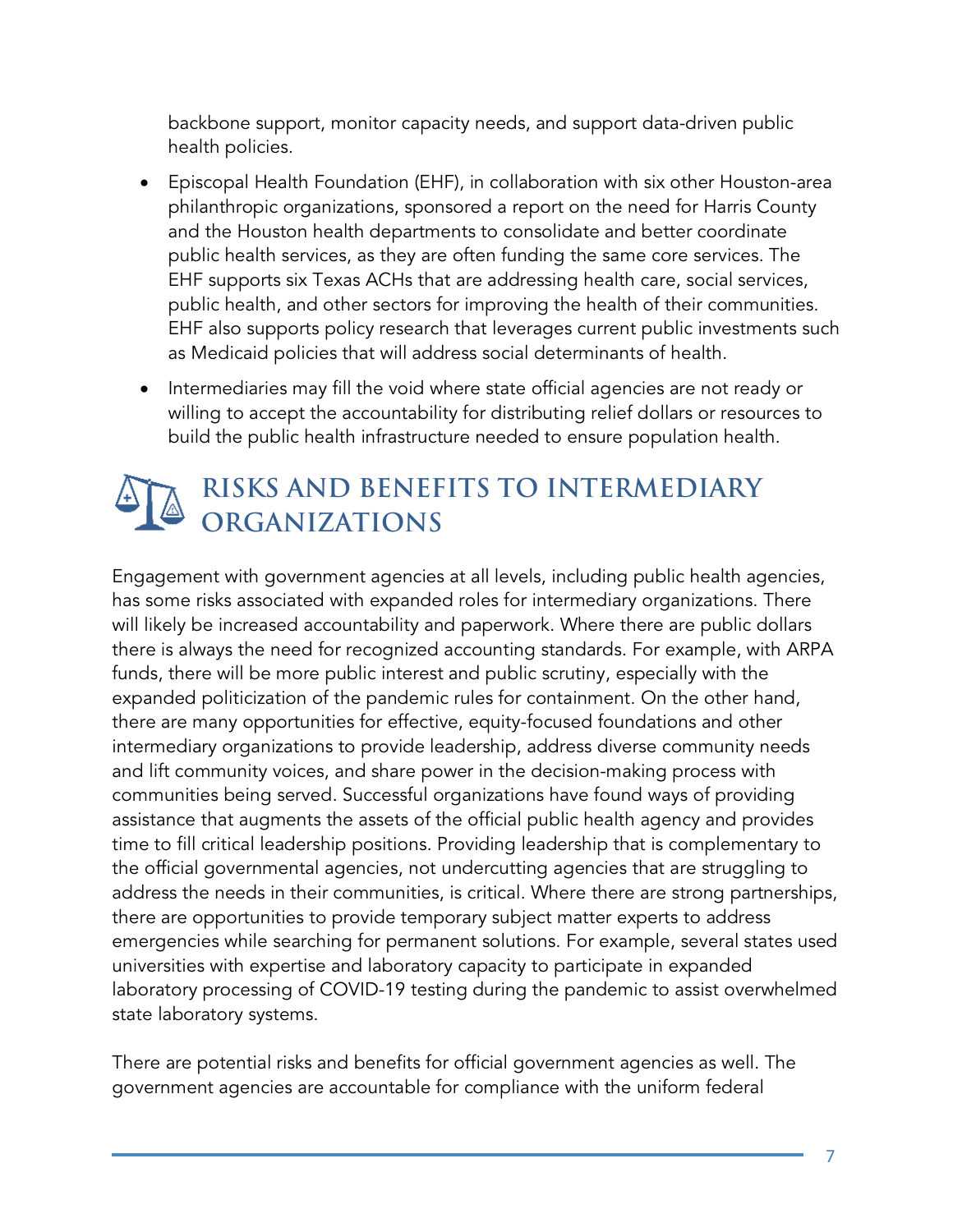backbone support, monitor capacity needs, and support data-driven public health policies.

- Episcopal Health Foundation (EHF), in collaboration with six other Houston-area philanthropic organizations, sponsored a report on the need for Harris County and the Houston health departments to consolidate and better coordinate public health services, as they are often funding the same core services. The EHF supports six Texas ACHs that are addressing health care, social services, public health, and other sectors for improving the health of their communities. EHF also supports policy research that leverages current public investments such as Medicaid policies that will address social determinants of health.
- Intermediaries may fill the void where state official agencies are not ready or willing to accept the accountability for distributing relief dollars or resources to build the public health infrastructure needed to ensure population health.

## RISKS AND BENEFITS TO INTERMEDIARY ORGANIZATIONS

Engagement with government agencies at all levels, including public health agencies, has some risks associated with expanded roles for intermediary organizations. There will likely be increased accountability and paperwork. Where there are public dollars there is always the need for recognized accounting standards. For example, with ARPA funds, there will be more public interest and public scrutiny, especially with the expanded politicization of the pandemic rules for containment. On the other hand, there are many opportunities for effective, equity-focused foundations and other intermediary organizations to provide leadership, address diverse community needs and lift community voices, and share power in the decision-making process with communities being served. Successful organizations have found ways of providing assistance that augments the assets of the official public health agency and provides time to fill critical leadership positions. Providing leadership that is complementary to the official governmental agencies, not undercutting agencies that are struggling to address the needs in their communities, is critical. Where there are strong partnerships, there are opportunities to provide temporary subject matter experts to address emergencies while searching for permanent solutions. For example, several states used universities with expertise and laboratory capacity to participate in expanded laboratory processing of COVID-19 testing during the pandemic to assist overwhelmed state laboratory systems.

There are potential risks and benefits for official government agencies as well. The government agencies are accountable for compliance with the uniform federal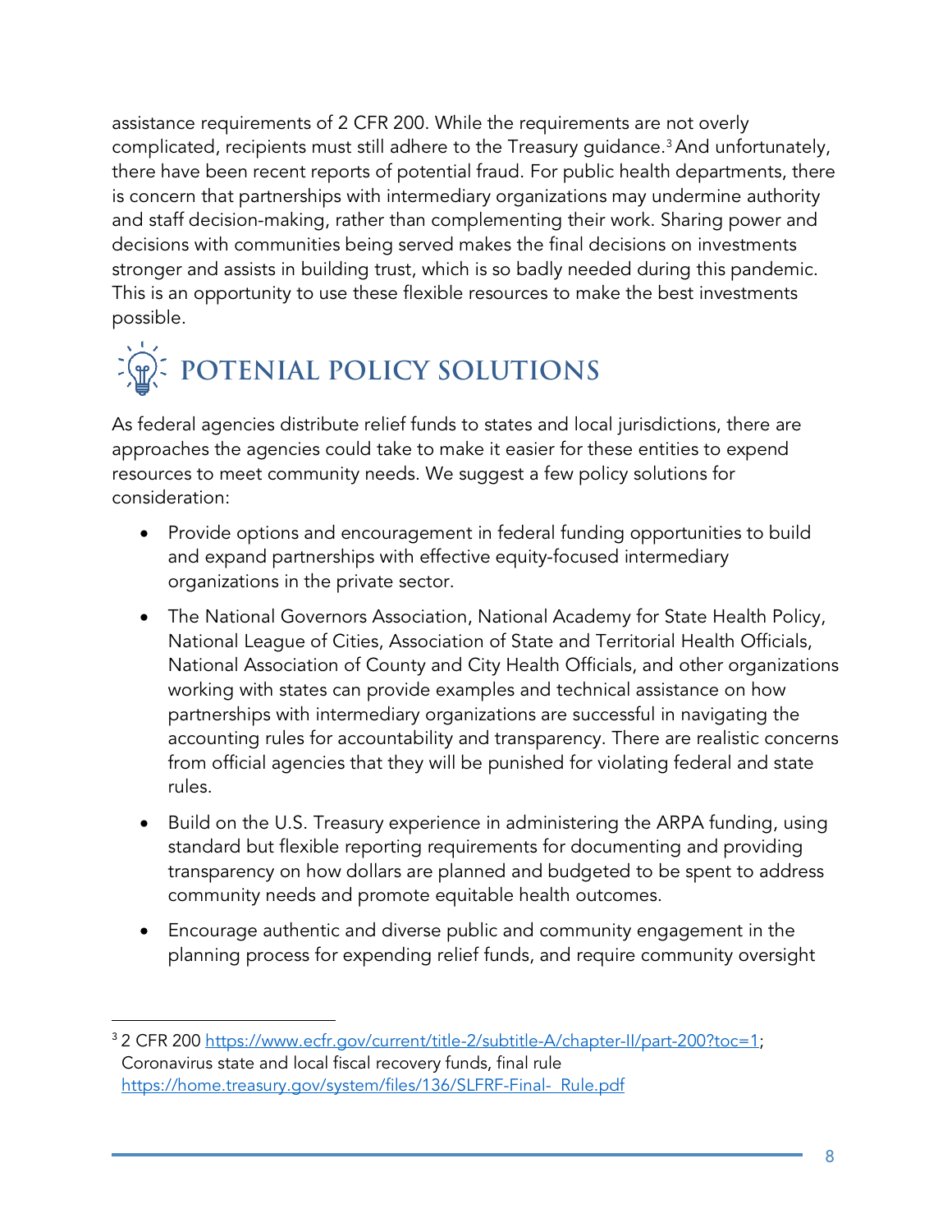assistance requirements of 2 CFR 200. While the requirements are not overly complicated, recipients must still adhere to the Treasury guidance.[3] And unfortunately, there have been recent reports of potential fraud. For public health departments, there is concern that partnerships with intermediary organizations may undermine authority and staff decision-making, rather than complementing their work. Sharing power and decisions with communities being served makes the final decisions on investments stronger and assists in building trust, which is so badly needed during this pandemic. This is an opportunity to use these flexible resources to make the best investments possible.

## POTENTIAL POLICY SOLUTIONS

As federal agencies distribute relief funds to states and local jurisdictions, there are approaches the agencies could take to make it easier for these entities to expend resources to meet community needs. We suggest a few policy solutions for consideration:

- Provide options and encouragement in federal funding opportunities to build and expand partnerships with effective equity-focused intermediary organizations in the private sector.
- The National Governors Association, National Academy for State Health Policy, National League of Cities, Association of State and Territorial Health Officials, National Association of County and City Health Officials, and other organizations working with states can provide examples and technical assistance on how partnerships with intermediary organizations are successful in navigating the accounting rules for accountability and transparency. There are realistic concerns from official agencies that they will be punished for violating federal and state rules.
- Build on the U.S. Treasury experience in administering the ARPA funding, using standard but flexible reporting requirements for documenting and providing transparency on how dollars are planned and budgeted to be spent to address community needs and promote equitable health outcomes.
- Encourage authentic and diverse public and community engagement in the planning process for expending relief funds, and require community oversight

[3] 2 CFR 200 https://www.ecfr.gov/current/title-2/subtitle-A/chapter-II/part-200?toc=1; Coronavirus state and local fiscal recovery funds, final rule https://home.treasury.gov/system/files/136/SLFRF-Final- Rule.pdf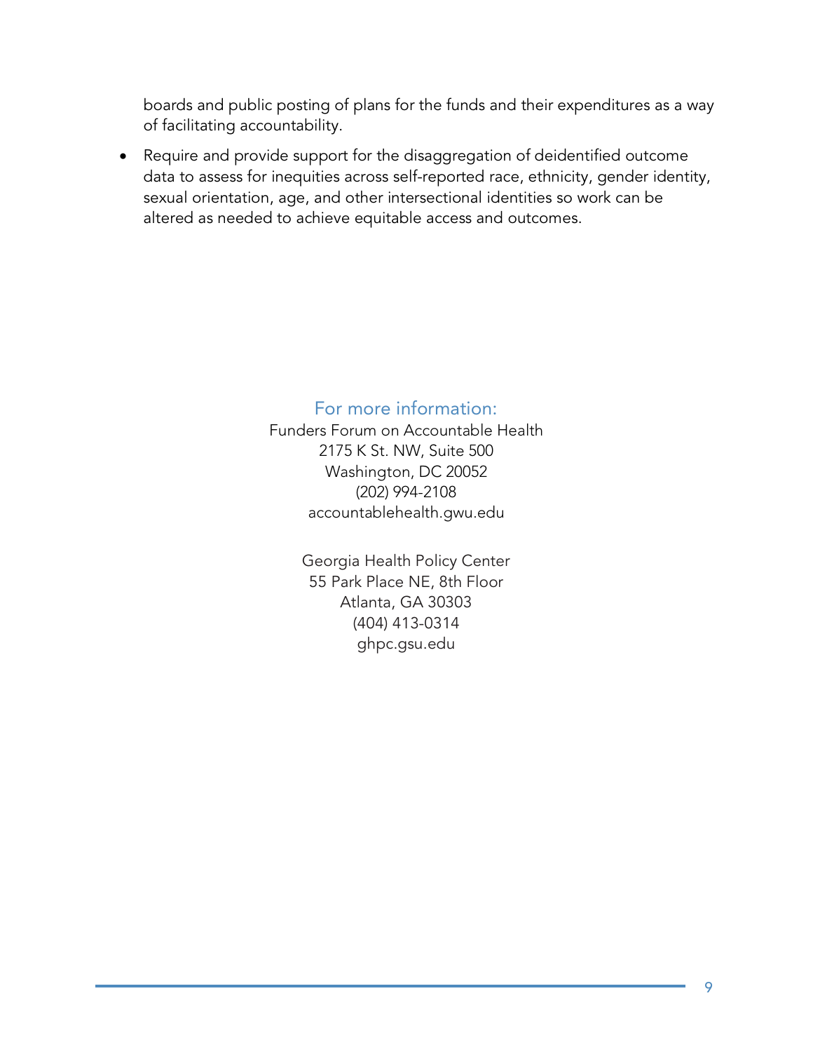boards and public posting of plans for the funds and their expenditures as a way of facilitating accountability.

- Require and provide support for the disaggregation of deidentified outcome data to assess for inequities across self-reported race, ethnicity, gender identity, sexual orientation, age, and other intersectional identities so work can be altered as needed to achieve equitable access and outcomes.

## For more information:

Funders Forum on Accountable Health
2175 K St. NW, Suite 500
Washington, DC 20052
(202) 994-2108
accountablehealth.gwu.edu

Georgia Health Policy Center
55 Park Place NE, 8th Floor
Atlanta, GA 30303
(404) 413-0314
ghpc.gsu.edu